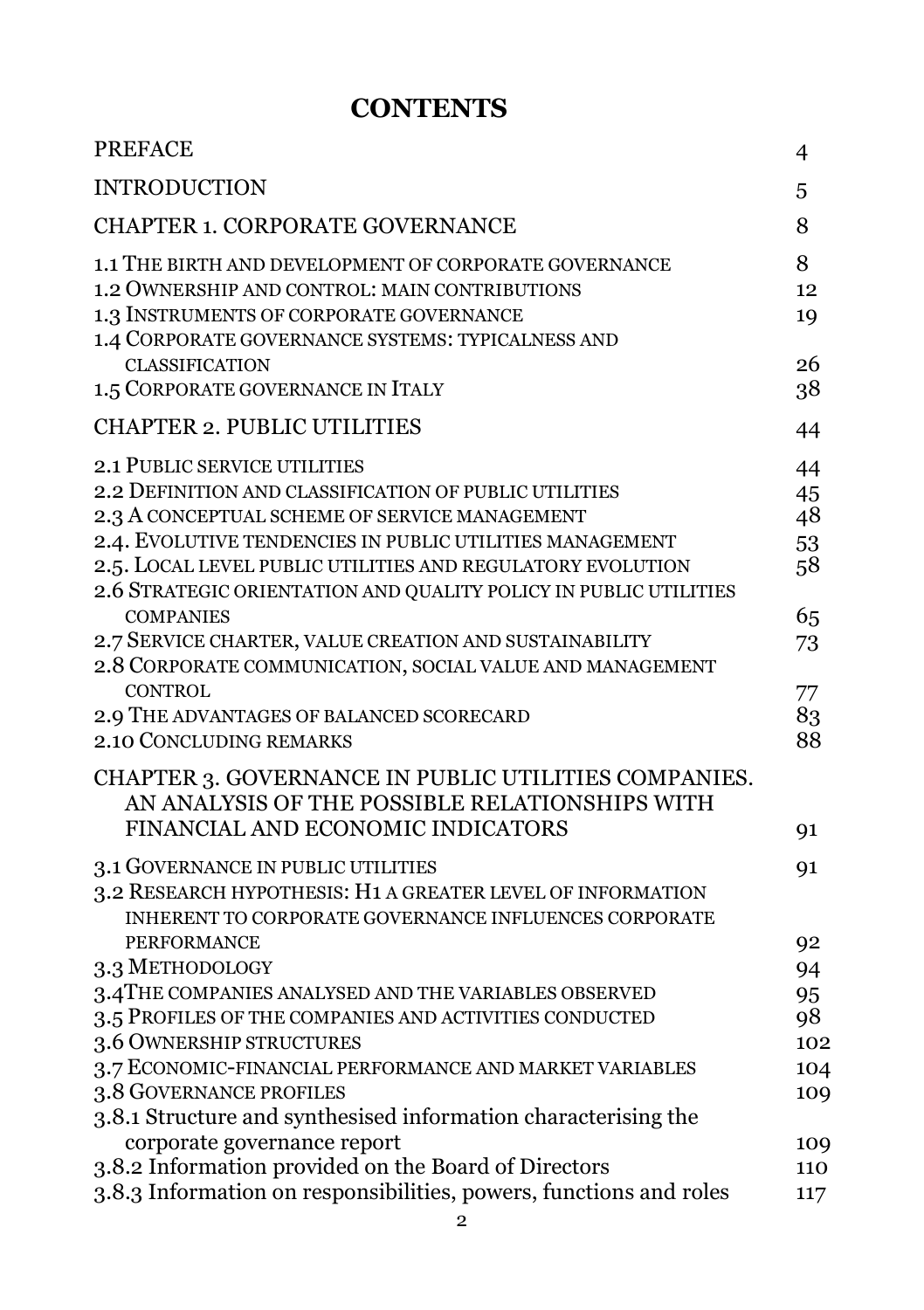# CONTENTS

| | |
|---|---|
| PREFACE | 4 |
| INTRODUCTION | 5 |
| CHAPTER 1. CORPORATE GOVERNANCE | 8 |
| 1.1 THE BIRTH AND DEVELOPMENT OF CORPORATE GOVERNANCE | 8 |
| 1.2 OWNERSHIP AND CONTROL: MAIN CONTRIBUTIONS | 12 |
| 1.3 INSTRUMENTS OF CORPORATE GOVERNANCE | 19 |
| 1.4 CORPORATE GOVERNANCE SYSTEMS: TYPICALNESS AND CLASSIFICATION | 26 |
| 1.5 CORPORATE GOVERNANCE IN ITALY | 38 |
| CHAPTER 2. PUBLIC UTILITIES | 44 |
| 2.1 PUBLIC SERVICE UTILITIES | 44 |
| 2.2 DEFINITION AND CLASSIFICATION OF PUBLIC UTILITIES | 45 |
| 2.3 A CONCEPTUAL SCHEME OF SERVICE MANAGEMENT | 48 |
| 2.4. EVOLUTIVE TENDENCIES IN PUBLIC UTILITIES MANAGEMENT | 53 |
| 2.5. LOCAL LEVEL PUBLIC UTILITIES AND REGULATORY EVOLUTION | 58 |
| 2.6 STRATEGIC ORIENTATION AND QUALITY POLICY IN PUBLIC UTILITIES COMPANIES | 65 |
| 2.7 SERVICE CHARTER, VALUE CREATION AND SUSTAINABILITY | 73 |
| 2.8 CORPORATE COMMUNICATION, SOCIAL VALUE AND MANAGEMENT CONTROL | 77 |
| 2.9 THE ADVANTAGES OF BALANCED SCORECARD | 83 |
| 2.10 CONCLUDING REMARKS | 88 |
| CHAPTER 3. GOVERNANCE IN PUBLIC UTILITIES COMPANIES. AN ANALYSIS OF THE POSSIBLE RELATIONSHIPS WITH FINANCIAL AND ECONOMIC INDICATORS | 91 |
| 3.1 GOVERNANCE IN PUBLIC UTILITIES | 91 |
| 3.2 RESEARCH HYPOTHESIS: H1 A GREATER LEVEL OF INFORMATION INHERENT TO CORPORATE GOVERNANCE INFLUENCES CORPORATE PERFORMANCE | 92 |
| 3.3 METHODOLOGY | 94 |
| 3.4THE COMPANIES ANALYSED AND THE VARIABLES OBSERVED | 95 |
| 3.5 PROFILES OF THE COMPANIES AND ACTIVITIES CONDUCTED | 98 |
| 3.6 OWNERSHIP STRUCTURES | 102 |
| 3.7 ECONOMIC-FINANCIAL PERFORMANCE AND MARKET VARIABLES | 104 |
| 3.8 GOVERNANCE PROFILES | 109 |
| 3.8.1 Structure and synthesised information characterising the corporate governance report | 109 |
| 3.8.2 Information provided on the Board of Directors | 110 |
| 3.8.3 Information on responsibilities, powers, functions and roles | 117 |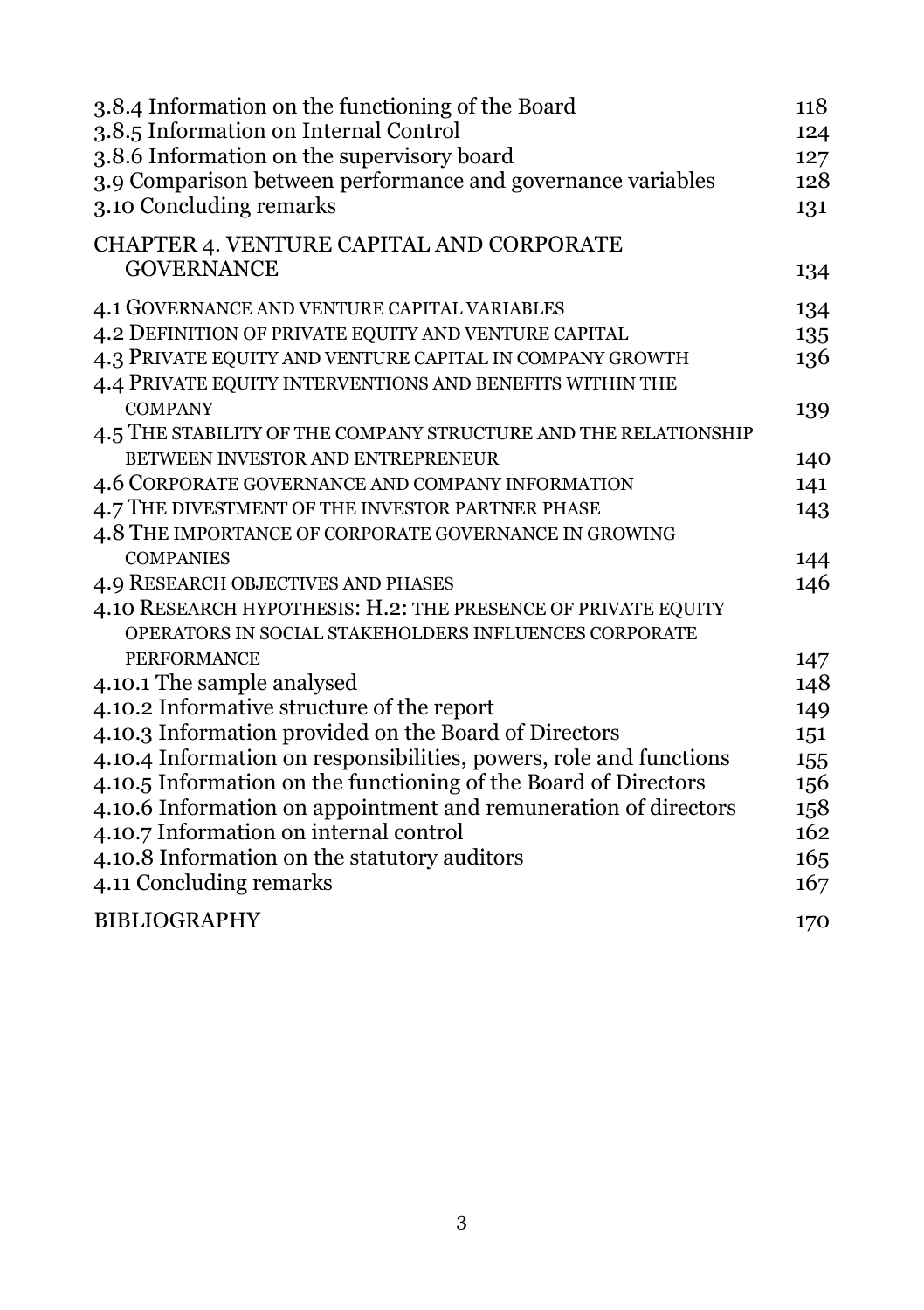3.8.4 Information on the functioning of the Board 118
3.8.5 Information on Internal Control 124
3.8.6 Information on the supervisory board 127
3.9 Comparison between performance and governance variables 128
3.10 Concluding remarks 131

CHAPTER 4. VENTURE CAPITAL AND CORPORATE GOVERNANCE 134

4.1 GOVERNANCE AND VENTURE CAPITAL VARIABLES 134
4.2 DEFINITION OF PRIVATE EQUITY AND VENTURE CAPITAL 135
4.3 PRIVATE EQUITY AND VENTURE CAPITAL IN COMPANY GROWTH 136
4.4 PRIVATE EQUITY INTERVENTIONS AND BENEFITS WITHIN THE COMPANY 139
4.5 THE STABILITY OF THE COMPANY STRUCTURE AND THE RELATIONSHIP BETWEEN INVESTOR AND ENTREPRENEUR 140
4.6 CORPORATE GOVERNANCE AND COMPANY INFORMATION 141
4.7 THE DIVESTMENT OF THE INVESTOR PARTNER PHASE 143
4.8 THE IMPORTANCE OF CORPORATE GOVERNANCE IN GROWING COMPANIES 144
4.9 RESEARCH OBJECTIVES AND PHASES 146
4.10 RESEARCH HYPOTHESIS: H.2: THE PRESENCE OF PRIVATE EQUITY OPERATORS IN SOCIAL STAKEHOLDERS INFLUENCES CORPORATE PERFORMANCE 147
4.10.1 The sample analysed 148
4.10.2 Informative structure of the report 149
4.10.3 Information provided on the Board of Directors 151
4.10.4 Information on responsibilities, powers, role and functions 155
4.10.5 Information on the functioning of the Board of Directors 156
4.10.6 Information on appointment and remuneration of directors 158
4.10.7 Information on internal control 162
4.10.8 Information on the statutory auditors 165
4.11 Concluding remarks 167

BIBLIOGRAPHY 170